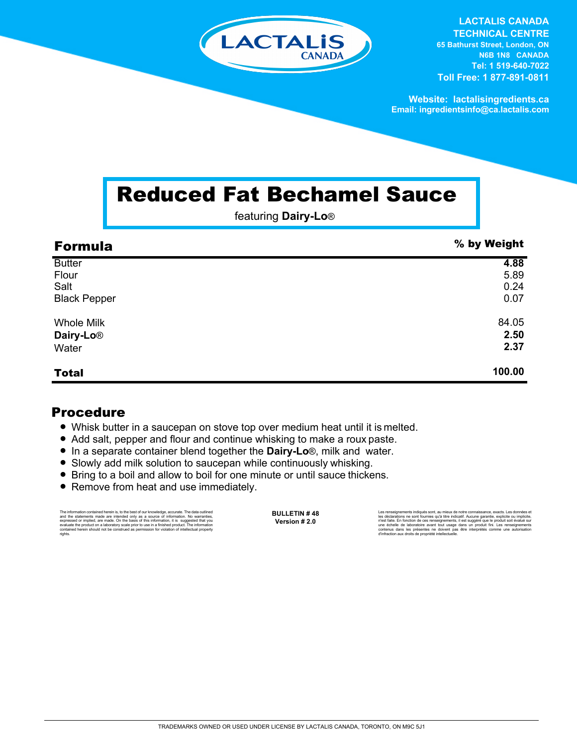LACTALIS CANADA

**LACTALIS CANADA TECHNICAL CENTRE**
65 Bathurst Street, London, ON
N6B 1N8 CANADA
Tel: 1 519-640-7022
Toll Free: 1 877-891-0811

Website: lactalisingredients.ca
Email: ingredientsinfo@ca.lactalis.com

# Reduced Fat Bechamel Sauce

featuring **Dairy-Lo®**

| Formula | % by Weight |
|---|---|
| Butter | **4.88** |
| Flour | 5.89 |
| Salt | 0.24 |
| Black Pepper | 0.07 |
| Whole Milk | 84.05 |
| **Dairy-Lo®** | **2.50** |
| Water | **2.37** |
| **Total** | **100.00** |

## Procedure

- Whisk butter in a saucepan on stove top over medium heat until it is melted.
- Add salt, pepper and flour and continue whisking to make a roux paste.
- In a separate container blend together the **Dairy-Lo®**, milk and water.
- Slowly add milk solution to saucepan while continuously whisking.
- Bring to a boil and allow to boil for one minute or until sauce thickens.
- Remove from heat and use immediately.

The information contained herein is, to the best of our knowledge, accurate. The data outlined and the statements made are intended only as a source of information. No warranties, expressed or implied, are made. On the basis of this information, it is suggested that you evaluate the product on a laboratory scale prior to use in a finished product. The information contained herein should not be construed as permission for violation of intellectual property rights.

**BULLETIN # 48**
**Version # 2.0**

Les renseignements indiqués sont, au mieux de notre connaissance, exacts. Les données et les déclarations ne sont fournies qu'à titre indicatif. Aucune garantie, explicite ou implicite, n'est faite. En fonction de ces renseignements, il est suggéré que le produit soit évalué sur une échelle de laboratoire avant tout usage dans un produit fini. Les renseignements contenus dans les présentes ne doivent pas être interprétés comme une autorisation d'infraction aux droits de propriété intellectuelle.

TRADEMARKS OWNED OR USED UNDER LICENSE BY LACTALIS CANADA, TORONTO, ON M9C 5J1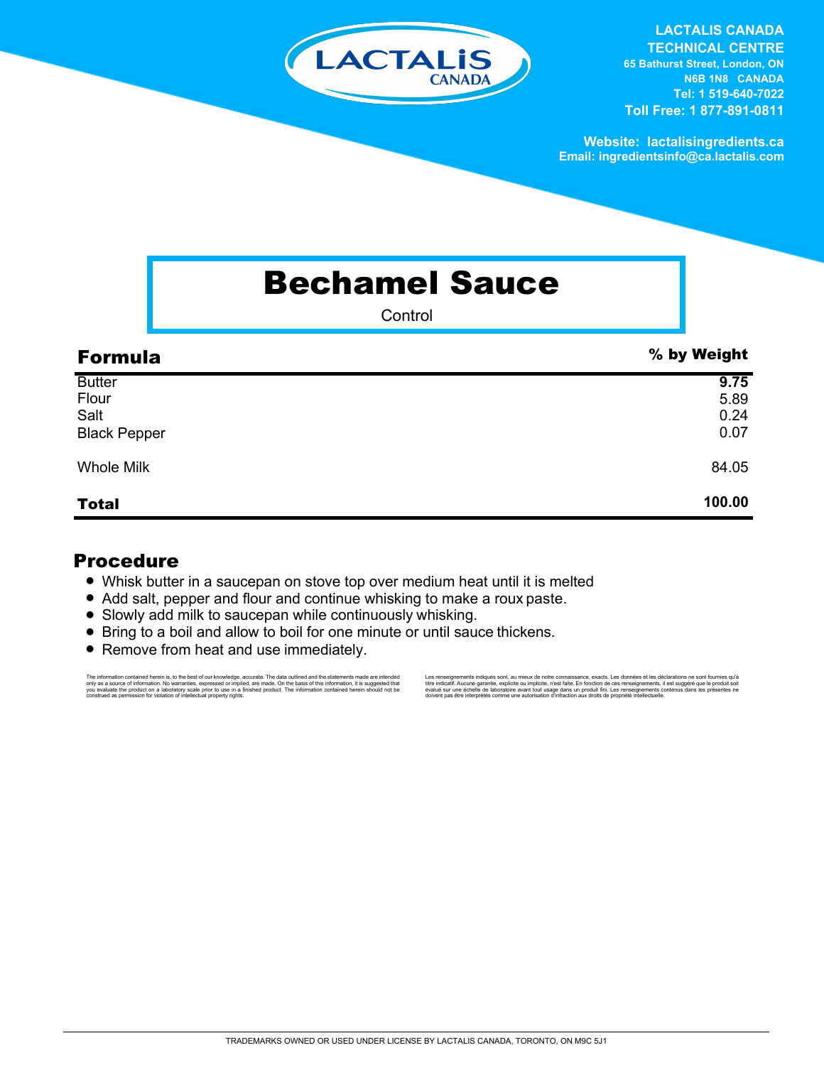LACTALIS CANADA
TECHNICAL CENTRE
65 Bathurst Street, London, ON
N6B 1N8 CANADA
Tel: 1 519-640-7022
Toll Free: 1 877-891-0811

Website: lactalisingredients.ca
Email: ingredientsinfo@ca.lactalis.com

# Bechamel Sauce

Control

| Formula | % by Weight |
|---|---|
| Butter | **9.75** |
| Flour | 5.89 |
| Salt | 0.24 |
| Black Pepper | 0.07 |
| Whole Milk | 84.05 |
| **Total** | **100.00** |

## Procedure

- Whisk butter in a saucepan on stove top over medium heat until it is melted
- Add salt, pepper and flour and continue whisking to make a roux paste.
- Slowly add milk to saucepan while continuously whisking.
- Bring to a boil and allow to boil for one minute or until sauce thickens.
- Remove from heat and use immediately.

The information contained herein is, to the best of our knowledge, accurate. The data outlined and the statements made are intended only as a source of information. No warranties, expressed or implied, are made. On the basis of this information, it is suggested that you evaluate the product on a laboratory scale prior to use in a finished product. The information contained herein should not be construed as permission for violation of intellectual property rights.

Les renseignements indiqués sont, au mieux de notre connaissance, exacts. Les données et les déclarations ne sont fournies qu'à titre indicatif. Aucune garantie, explicite ou implicite, n'est faite. En fonction de ces renseignements, il est suggéré que le produit soit évalué sur une échelle de laboratoire avant tout usage dans un produit fini. Les renseignements contenus dans les présentes ne doivent pas être interprétés comme une autorisation d'infraction aux droits de propriété intellectuelle.

TRADEMARKS OWNED OR USED UNDER LICENSE BY LACTALIS CANADA, TORONTO, ON M9C 5J1